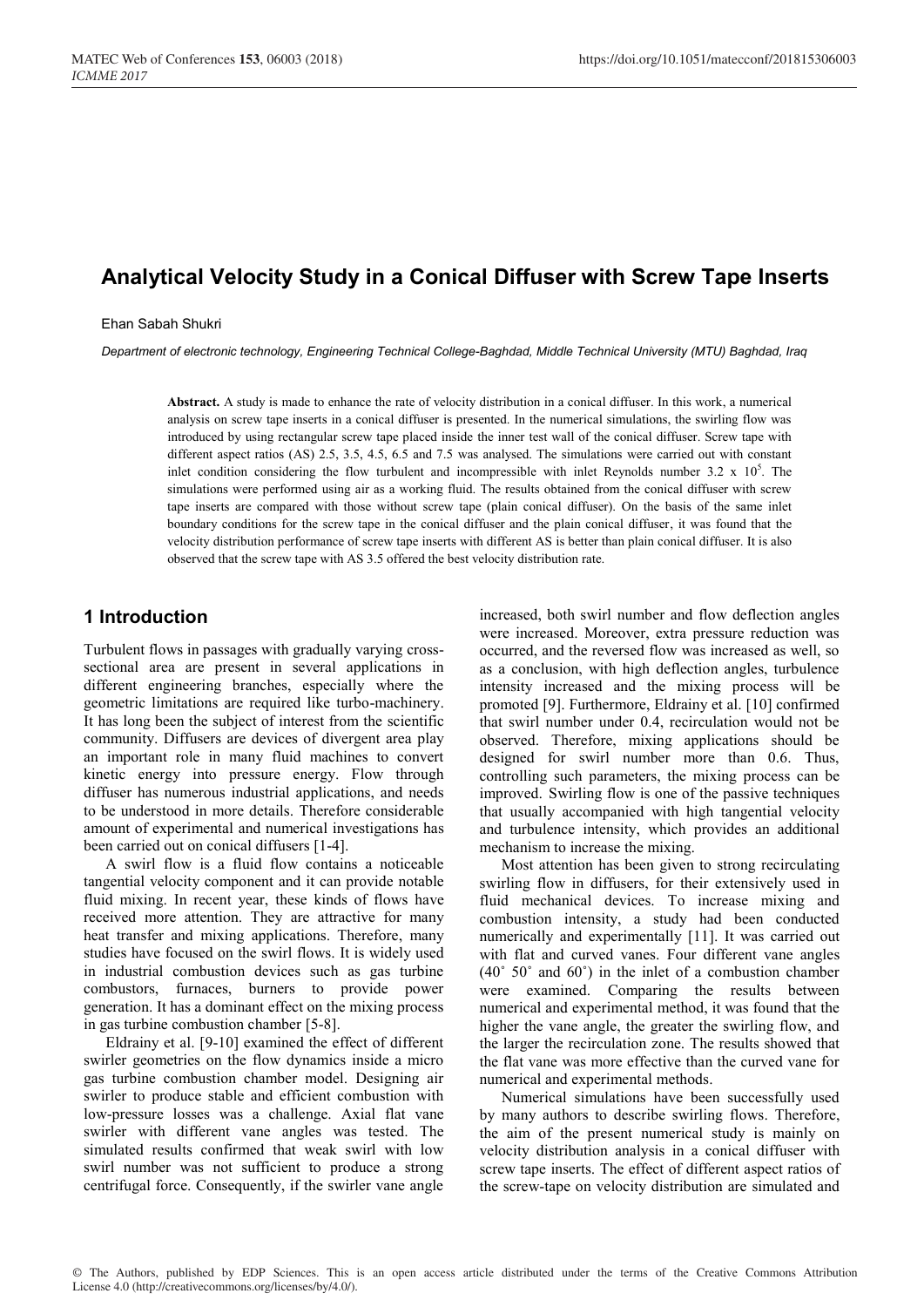# Analytical Velocity Study in a Conical Diffuser with Screw Tape Inserts

Ehan Sabah Shukri

*Department of electronic technology, Engineering Technical College-Baghdad, Middle Technical University (MTU) Baghdad, Iraq*

**Abstract.** A study is made to enhance the rate of velocity distribution in a conical diffuser. In this work, a numerical analysis on screw tape inserts in a conical diffuser is presented. In the numerical simulations, the swirling flow was introduced by using rectangular screw tape placed inside the inner test wall of the conical diffuser. Screw tape with different aspect ratios (AS) 2.5, 3.5, 4.5, 6.5 and 7.5 was analysed. The simulations were carried out with constant inlet condition considering the flow turbulent and incompressible with inlet Reynolds number 3.2 x $10^5$. The simulations were performed using air as a working fluid. The results obtained from the conical diffuser with screw tape inserts are compared with those without screw tape (plain conical diffuser). On the basis of the same inlet boundary conditions for the screw tape in the conical diffuser and the plain conical diffuser, it was found that the velocity distribution performance of screw tape inserts with different AS is better than plain conical diffuser. It is also observed that the screw tape with AS 3.5 offered the best velocity distribution rate.

## 1 Introduction

Turbulent flows in passages with gradually varying cross-sectional area are present in several applications in different engineering branches, especially where the geometric limitations are required like turbo-machinery. It has long been the subject of interest from the scientific community. Diffusers are devices of divergent area play an important role in many fluid machines to convert kinetic energy into pressure energy. Flow through diffuser has numerous industrial applications, and needs to be understood in more details. Therefore considerable amount of experimental and numerical investigations has been carried out on conical diffusers [1-4].

A swirl flow is a fluid flow contains a noticeable tangential velocity component and it can provide notable fluid mixing. In recent year, these kinds of flows have received more attention. They are attractive for many heat transfer and mixing applications. Therefore, many studies have focused on the swirl flows. It is widely used in industrial combustion devices such as gas turbine combustors, furnaces, burners to provide power generation. It has a dominant effect on the mixing process in gas turbine combustion chamber [5-8].

Eldrainy et al. [9-10] examined the effect of different swirler geometries on the flow dynamics inside a micro gas turbine combustion chamber model. Designing air swirler to produce stable and efficient combustion with low-pressure losses was a challenge. Axial flat vane swirler with different vane angles was tested. The simulated results confirmed that weak swirl with low swirl number was not sufficient to produce a strong centrifugal force. Consequently, if the swirler vane angle increased, both swirl number and flow deflection angles were increased. Moreover, extra pressure reduction was occurred, and the reversed flow was increased as well, so as a conclusion, with high deflection angles, turbulence intensity increased and the mixing process will be promoted [9]. Furthermore, Eldrainy et al. [10] confirmed that swirl number under 0.4, recirculation would not be observed. Therefore, mixing applications should be designed for swirl number more than 0.6. Thus, controlling such parameters, the mixing process can be improved. Swirling flow is one of the passive techniques that usually accompanied with high tangential velocity and turbulence intensity, which provides an additional mechanism to increase the mixing.

Most attention has been given to strong recirculating swirling flow in diffusers, for their extensively used in fluid mechanical devices. To increase mixing and combustion intensity, a study had been conducted numerically and experimentally [11]. It was carried out with flat and curved vanes. Four different vane angles (40˚ 50˚ and 60˚) in the inlet of a combustion chamber were examined. Comparing the results between numerical and experimental method, it was found that the higher the vane angle, the greater the swirling flow, and the larger the recirculation zone. The results showed that the flat vane was more effective than the curved vane for numerical and experimental methods.

Numerical simulations have been successfully used by many authors to describe swirling flows. Therefore, the aim of the present numerical study is mainly on velocity distribution analysis in a conical diffuser with screw tape inserts. The effect of different aspect ratios of the screw-tape on velocity distribution are simulated and

© The Authors, published by EDP Sciences. This is an open access article distributed under the terms of the Creative Commons Attribution License 4.0 (http://creativecommons.org/licenses/by/4.0/).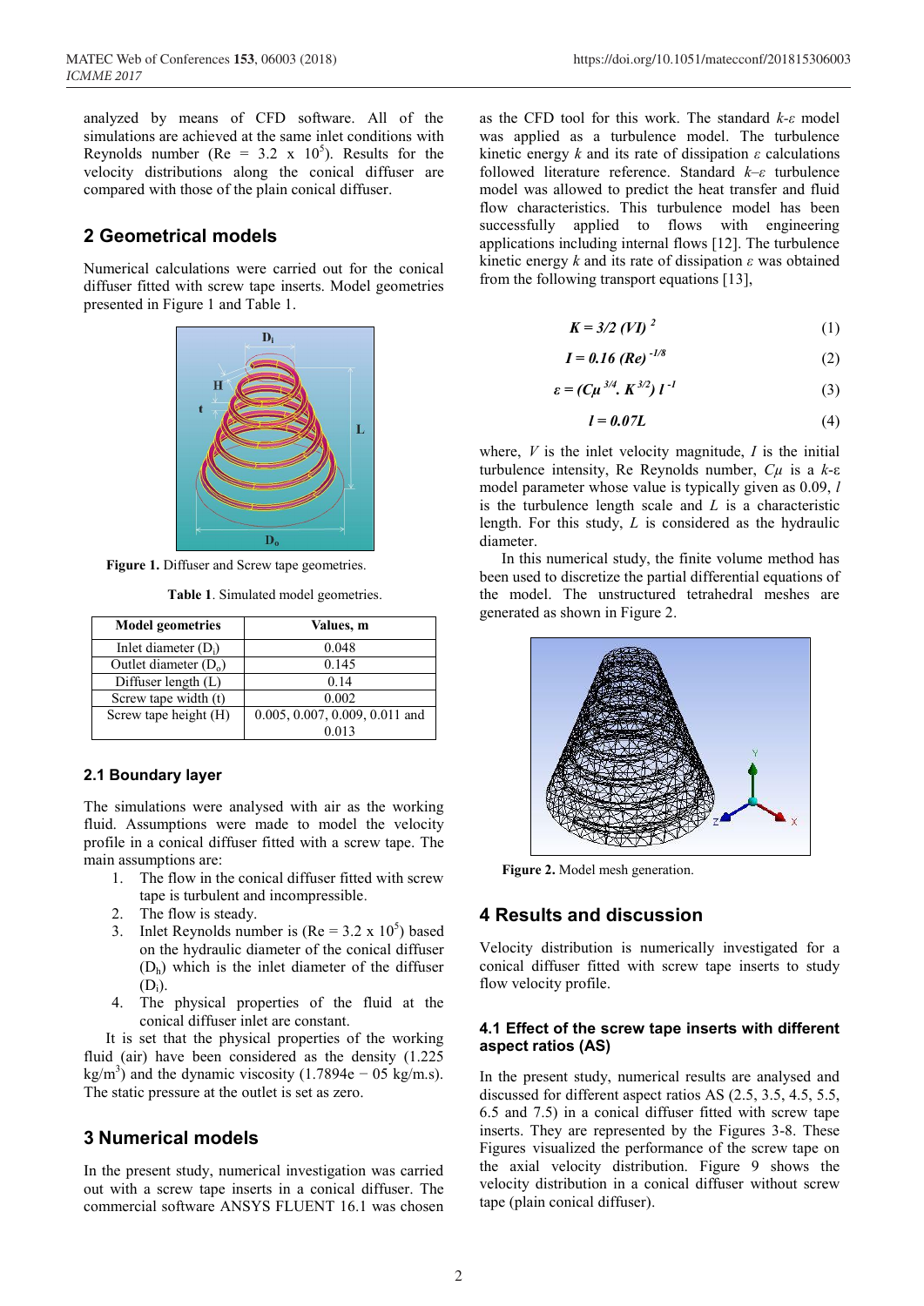analyzed by means of CFD software. All of the simulations are achieved at the same inlet conditions with Reynolds number (Re = $3.2 \times 10^5$). Results for the velocity distributions along the conical diffuser are compared with those of the plain conical diffuser.

## 2 Geometrical models

Numerical calculations were carried out for the conical diffuser fitted with screw tape inserts. Model geometries presented in Figure 1 and Table 1.

**Figure 1.** Diffuser and Screw tape geometries.

**Table 1**. Simulated model geometries.

| Model geometries | Values, m |
|---|---|
| Inlet diameter ($D_i$) | 0.048 |
| Outlet diameter ($D_o$) | 0.145 |
| Diffuser length (L) | 0.14 |
| Screw tape width (t) | 0.002 |
| Screw tape height (H) | 0.005, 0.007, 0.009, 0.011 and 0.013 |

### 2.1 Boundary layer

The simulations were analysed with air as the working fluid. Assumptions were made to model the velocity profile in a conical diffuser fitted with a screw tape. The main assumptions are:

1. The flow in the conical diffuser fitted with screw tape is turbulent and incompressible.
2. The flow is steady.
3. Inlet Reynolds number is (Re = $3.2 \times 10^5$) based on the hydraulic diameter of the conical diffuser ($D_h$) which is the inlet diameter of the diffuser ($D_i$).
4. The physical properties of the fluid at the conical diffuser inlet are constant.

It is set that the physical properties of the working fluid (air) have been considered as the density (1.225 kg/m$^3$) and the dynamic viscosity (1.7894e − 05 kg/m.s). The static pressure at the outlet is set as zero.

## 3 Numerical models

In the present study, numerical investigation was carried out with a screw tape inserts in a conical diffuser. The commercial software ANSYS FLUENT 16.1 was chosen as the CFD tool for this work. The standard *k-ε* model was applied as a turbulence model. The turbulence kinetic energy *k* and its rate of dissipation *ε* calculations followed literature reference. Standard *k–ε* turbulence model was allowed to predict the heat transfer and fluid flow characteristics. This turbulence model has been successfully applied to flows with engineering applications including internal flows [12]. The turbulence kinetic energy *k* and its rate of dissipation *ε* was obtained from the following transport equations [13],

$$K = 3/2\,(VI)^{2} \tag{1}$$

$$I = 0.16\,(Re)^{-1/8} \tag{2}$$

$$\varepsilon = (C\mu^{3/4} . K^{3/2})\, l^{-1} \tag{3}$$

$$l = 0.07L \tag{4}$$

where, $V$ is the inlet velocity magnitude, $I$ is the initial turbulence intensity, Re Reynolds number, $C\mu$ is a *k*-ε model parameter whose value is typically given as 0.09, $l$ is the turbulence length scale and $L$ is a characteristic length. For this study, $L$ is considered as the hydraulic diameter.

In this numerical study, the finite volume method has been used to discretize the partial differential equations of the model. The unstructured tetrahedral meshes are generated as shown in Figure 2.

**Figure 2.** Model mesh generation.

## 4 Results and discussion

Velocity distribution is numerically investigated for a conical diffuser fitted with screw tape inserts to study flow velocity profile.

### 4.1 Effect of the screw tape inserts with different aspect ratios (AS)

In the present study, numerical results are analysed and discussed for different aspect ratios AS (2.5, 3.5, 4.5, 5.5, 6.5 and 7.5) in a conical diffuser fitted with screw tape inserts. They are represented by the Figures 3-8. These Figures visualized the performance of the screw tape on the axial velocity distribution. Figure 9 shows the velocity distribution in a conical diffuser without screw tape (plain conical diffuser).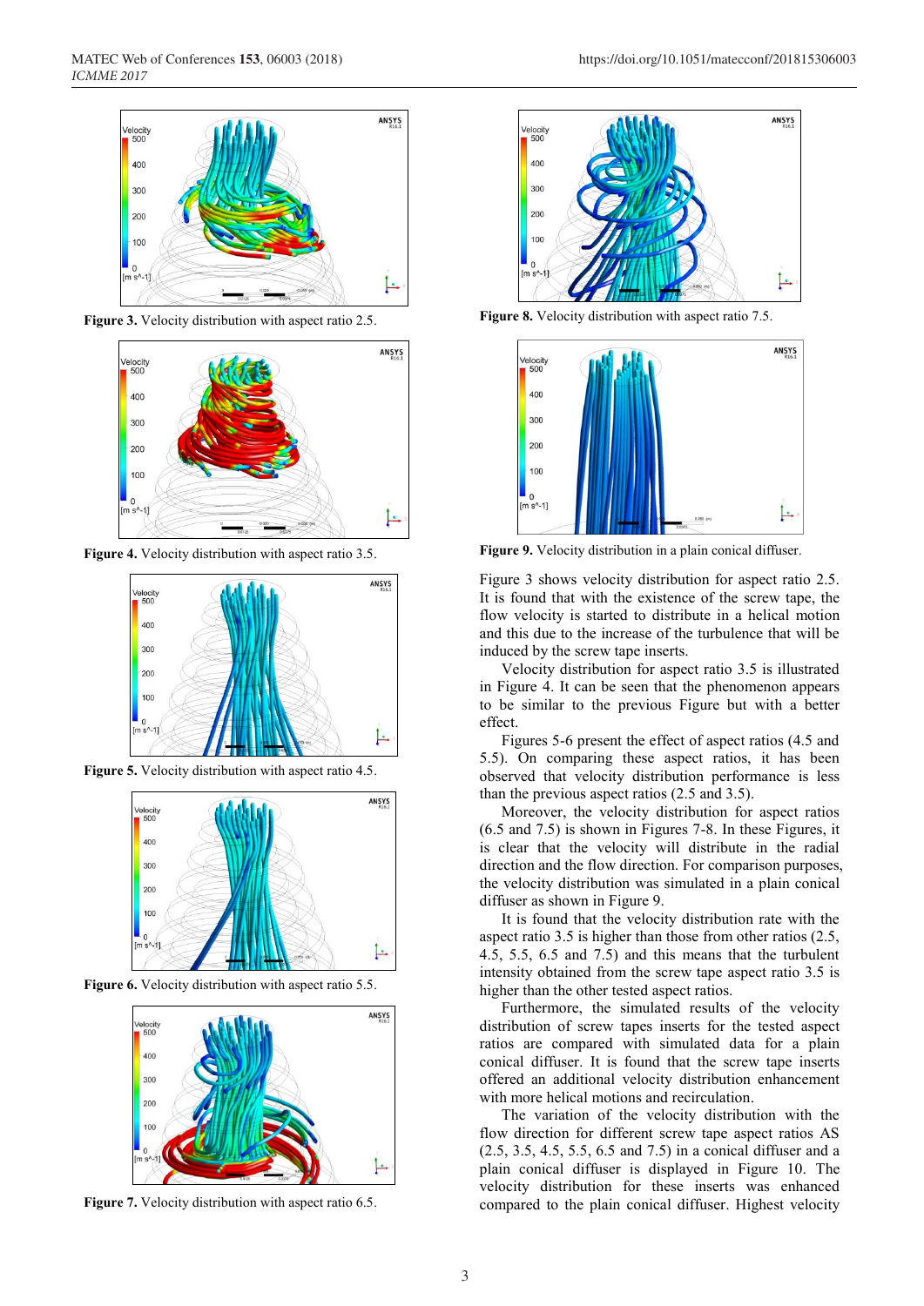Figure 3. Velocity distribution with aspect ratio 2.5.

Figure 4. Velocity distribution with aspect ratio 3.5.

Figure 5. Velocity distribution with aspect ratio 4.5.

Figure 6. Velocity distribution with aspect ratio 5.5.

Figure 7. Velocity distribution with aspect ratio 6.5.

Figure 8. Velocity distribution with aspect ratio 7.5.

Figure 9. Velocity distribution in a plain conical diffuser.

Figure 3 shows velocity distribution for aspect ratio 2.5. It is found that with the existence of the screw tape, the flow velocity is started to distribute in a helical motion and this due to the increase of the turbulence that will be induced by the screw tape inserts.

Velocity distribution for aspect ratio 3.5 is illustrated in Figure 4. It can be seen that the phenomenon appears to be similar to the previous Figure but with a better effect.

Figures 5-6 present the effect of aspect ratios (4.5 and 5.5). On comparing these aspect ratios, it has been observed that velocity distribution performance is less than the previous aspect ratios (2.5 and 3.5).

Moreover, the velocity distribution for aspect ratios (6.5 and 7.5) is shown in Figures 7-8. In these Figures, it is clear that the velocity will distribute in the radial direction and the flow direction. For comparison purposes, the velocity distribution was simulated in a plain conical diffuser as shown in Figure 9.

It is found that the velocity distribution rate with the aspect ratio 3.5 is higher than those from other ratios (2.5, 4.5, 5.5, 6.5 and 7.5) and this means that the turbulent intensity obtained from the screw tape aspect ratio 3.5 is higher than the other tested aspect ratios.

Furthermore, the simulated results of the velocity distribution of screw tapes inserts for the tested aspect ratios are compared with simulated data for a plain conical diffuser. It is found that the screw tape inserts offered an additional velocity distribution enhancement with more helical motions and recirculation.

The variation of the velocity distribution with the flow direction for different screw tape aspect ratios AS (2.5, 3.5, 4.5, 5.5, 6.5 and 7.5) in a conical diffuser and a plain conical diffuser is displayed in Figure 10. The velocity distribution for these inserts was enhanced compared to the plain conical diffuser. Highest velocity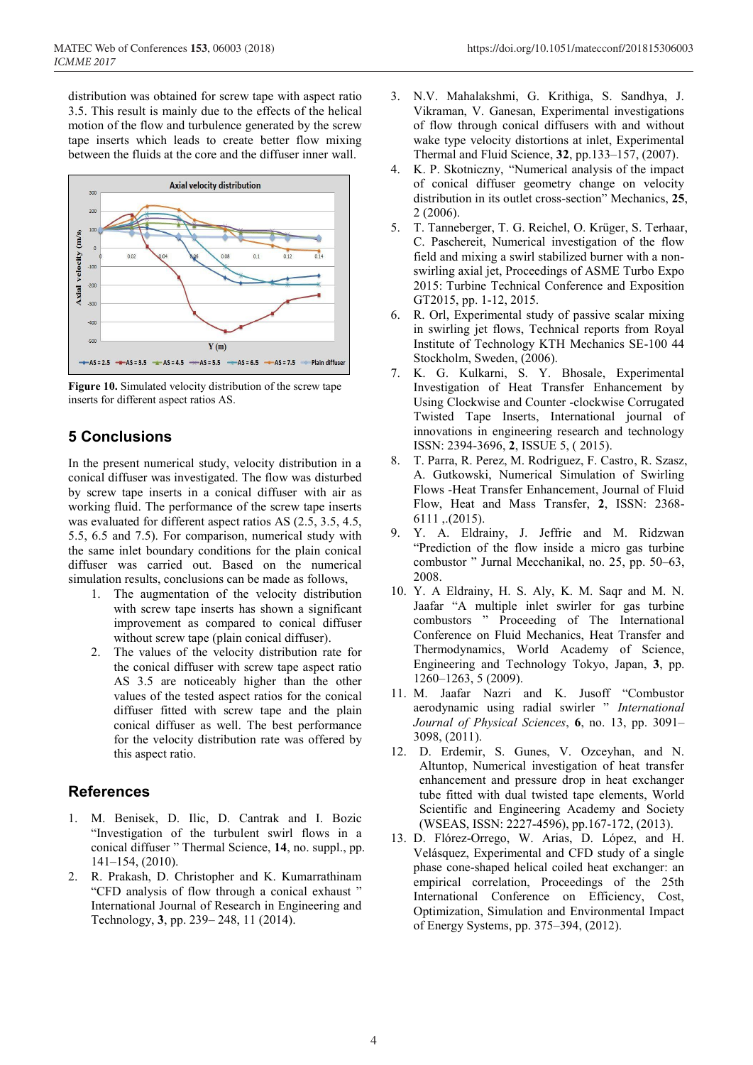distribution was obtained for screw tape with aspect ratio 3.5. This result is mainly due to the effects of the helical motion of the flow and turbulence generated by the screw tape inserts which leads to create better flow mixing between the fluids at the core and the diffuser inner wall.

Axial velocity distribution

300
200
100
0
-100
-200
-300
-400
-500

Axial velocity (m/s)

0 0.02 0.04 0.06 0.08 0.1 0.12 0.14

Y (m)

AS = 2.5 AS = 3.5 AS = 4.5 AS = 5.5 AS = 6.5 AS = 7.5 Plain diffuser

**Figure 10.** Simulated velocity distribution of the screw tape inserts for different aspect ratios AS.

## 5 Conclusions

In the present numerical study, velocity distribution in a conical diffuser was investigated. The flow was disturbed by screw tape inserts in a conical diffuser with air as working fluid. The performance of the screw tape inserts was evaluated for different aspect ratios AS (2.5, 3.5, 4.5, 5.5, 6.5 and 7.5). For comparison, numerical study with the same inlet boundary conditions for the plain conical diffuser was carried out. Based on the numerical simulation results, conclusions can be made as follows,

1. The augmentation of the velocity distribution with screw tape inserts has shown a significant improvement as compared to conical diffuser without screw tape (plain conical diffuser).
2. The values of the velocity distribution rate for the conical diffuser with screw tape aspect ratio AS 3.5 are noticeably higher than the other values of the tested aspect ratios for the conical diffuser fitted with screw tape and the plain conical diffuser as well. The best performance for the velocity distribution rate was offered by this aspect ratio.

## References

1. M. Benisek, D. Ilic, D. Cantrak and I. Bozic "Investigation of the turbulent swirl flows in a conical diffuser " Thermal Science, **14**, no. suppl., pp. 141–154, (2010).
2. R. Prakash, D. Christopher and K. Kumarrathinam "CFD analysis of flow through a conical exhaust " International Journal of Research in Engineering and Technology, **3**, pp. 239– 248, 11 (2014).
3. N.V. Mahalakshmi, G. Krithiga, S. Sandhya, J. Vikraman, V. Ganesan, Experimental investigations of flow through conical diffusers with and without wake type velocity distortions at inlet, Experimental Thermal and Fluid Science, **32**, pp.133–157, (2007).
4. K. P. Skotniczny, "Numerical analysis of the impact of conical diffuser geometry change on velocity distribution in its outlet cross-section" Mechanics, **25**, 2 (2006).
5. T. Tanneberger, T. G. Reichel, O. Krüger, S. Terhaar, C. Paschereit, Numerical investigation of the flow field and mixing a swirl stabilized burner with a non-swirling axial jet, Proceedings of ASME Turbo Expo 2015: Turbine Technical Conference and Exposition GT2015, pp. 1-12, 2015.
6. R. Orl, Experimental study of passive scalar mixing in swirling jet flows, Technical reports from Royal Institute of Technology KTH Mechanics SE-100 44 Stockholm, Sweden, (2006).
7. K. G. Kulkarni, S. Y. Bhosale, Experimental Investigation of Heat Transfer Enhancement by Using Clockwise and Counter -clockwise Corrugated Twisted Tape Inserts, International journal of innovations in engineering research and technology ISSN: 2394-3696, **2**, ISSUE 5, ( 2015).
8. T. Parra, R. Perez, M. Rodriguez, F. Castro, R. Szasz, A. Gutkowski, Numerical Simulation of Swirling Flows -Heat Transfer Enhancement, Journal of Fluid Flow, Heat and Mass Transfer, **2**, ISSN: 2368-6111 ,.(2015).
9. Y. A. Eldrainy, J. Jeffrie and M. Ridzwan "Prediction of the flow inside a micro gas turbine combustor " Jurnal Mecchanikal, no. 25, pp. 50–63, 2008.
10. Y. A Eldrainy, H. S. Aly, K. M. Saqr and M. N. Jaafar "A multiple inlet swirler for gas turbine combustors " Proceeding of The International Conference on Fluid Mechanics, Heat Transfer and Thermodynamics, World Academy of Science, Engineering and Technology Tokyo, Japan, **3**, pp. 1260–1263, 5 (2009).
11. M. Jaafar Nazri and K. Jusoff "Combustor aerodynamic using radial swirler " *International Journal of Physical Sciences*, **6**, no. 13, pp. 3091–3098, (2011).
12. D. Erdemir, S. Gunes, V. Ozceyhan, and N. Altuntop, Numerical investigation of heat transfer enhancement and pressure drop in heat exchanger tube fitted with dual twisted tape elements, World Scientific and Engineering Academy and Society (WSEAS, ISSN: 2227-4596), pp.167-172, (2013).
13. D. Flórez-Orrego, W. Arias, D. López, and H. Velásquez, Experimental and CFD study of a single phase cone-shaped helical coiled heat exchanger: an empirical correlation, Proceedings of the 25th International Conference on Efficiency, Cost, Optimization, Simulation and Environmental Impact of Energy Systems, pp. 375–394, (2012).